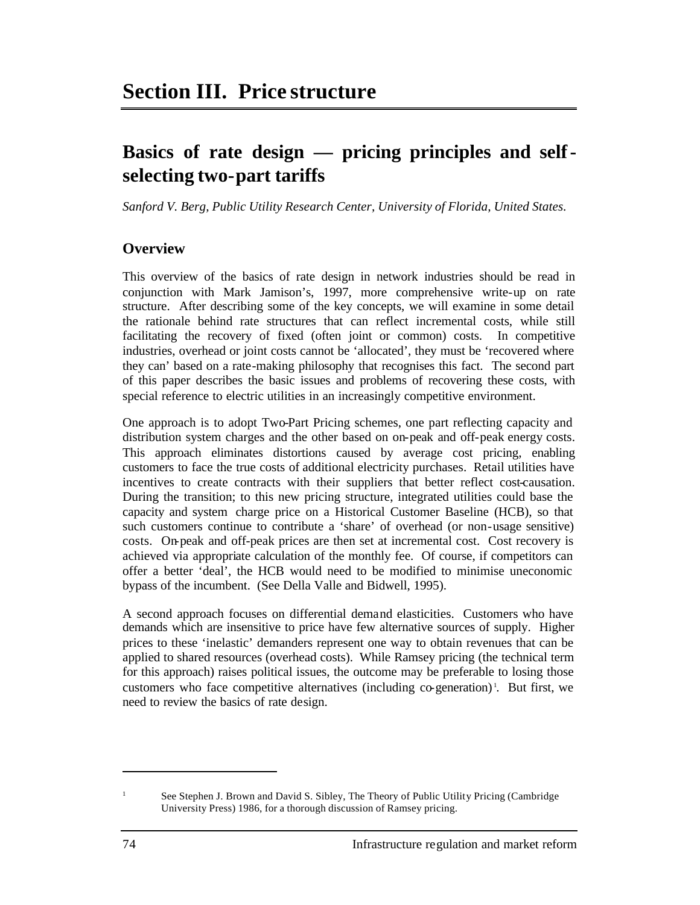# Section III. Price structure

## Basics of rate design — pricing principles and self-selecting two-part tariffs

*Sanford V. Berg, Public Utility Research Center, University of Florida, United States.*

### Overview

This overview of the basics of rate design in network industries should be read in conjunction with Mark Jamison's, 1997, more comprehensive write-up on rate structure. After describing some of the key concepts, we will examine in some detail the rationale behind rate structures that can reflect incremental costs, while still facilitating the recovery of fixed (often joint or common) costs. In competitive industries, overhead or joint costs cannot be 'allocated', they must be 'recovered where they can' based on a rate-making philosophy that recognises this fact. The second part of this paper describes the basic issues and problems of recovering these costs, with special reference to electric utilities in an increasingly competitive environment.

One approach is to adopt Two-Part Pricing schemes, one part reflecting capacity and distribution system charges and the other based on on-peak and off-peak energy costs. This approach eliminates distortions caused by average cost pricing, enabling customers to face the true costs of additional electricity purchases. Retail utilities have incentives to create contracts with their suppliers that better reflect cost-causation. During the transition; to this new pricing structure, integrated utilities could base the capacity and system charge price on a Historical Customer Baseline (HCB), so that such customers continue to contribute a 'share' of overhead (or non-usage sensitive) costs. On-peak and off-peak prices are then set at incremental cost. Cost recovery is achieved via appropriate calculation of the monthly fee. Of course, if competitors can offer a better 'deal', the HCB would need to be modified to minimise uneconomic bypass of the incumbent. (See Della Valle and Bidwell, 1995).

A second approach focuses on differential demand elasticities. Customers who have demands which are insensitive to price have few alternative sources of supply. Higher prices to these 'inelastic' demanders represent one way to obtain revenues that can be applied to shared resources (overhead costs). While Ramsey pricing (the technical term for this approach) raises political issues, the outcome may be preferable to losing those customers who face competitive alternatives (including co-generation)[1]. But first, we need to review the basics of rate design.

---

[1] See Stephen J. Brown and David S. Sibley, The Theory of Public Utility Pricing (Cambridge University Press) 1986, for a thorough discussion of Ramsey pricing.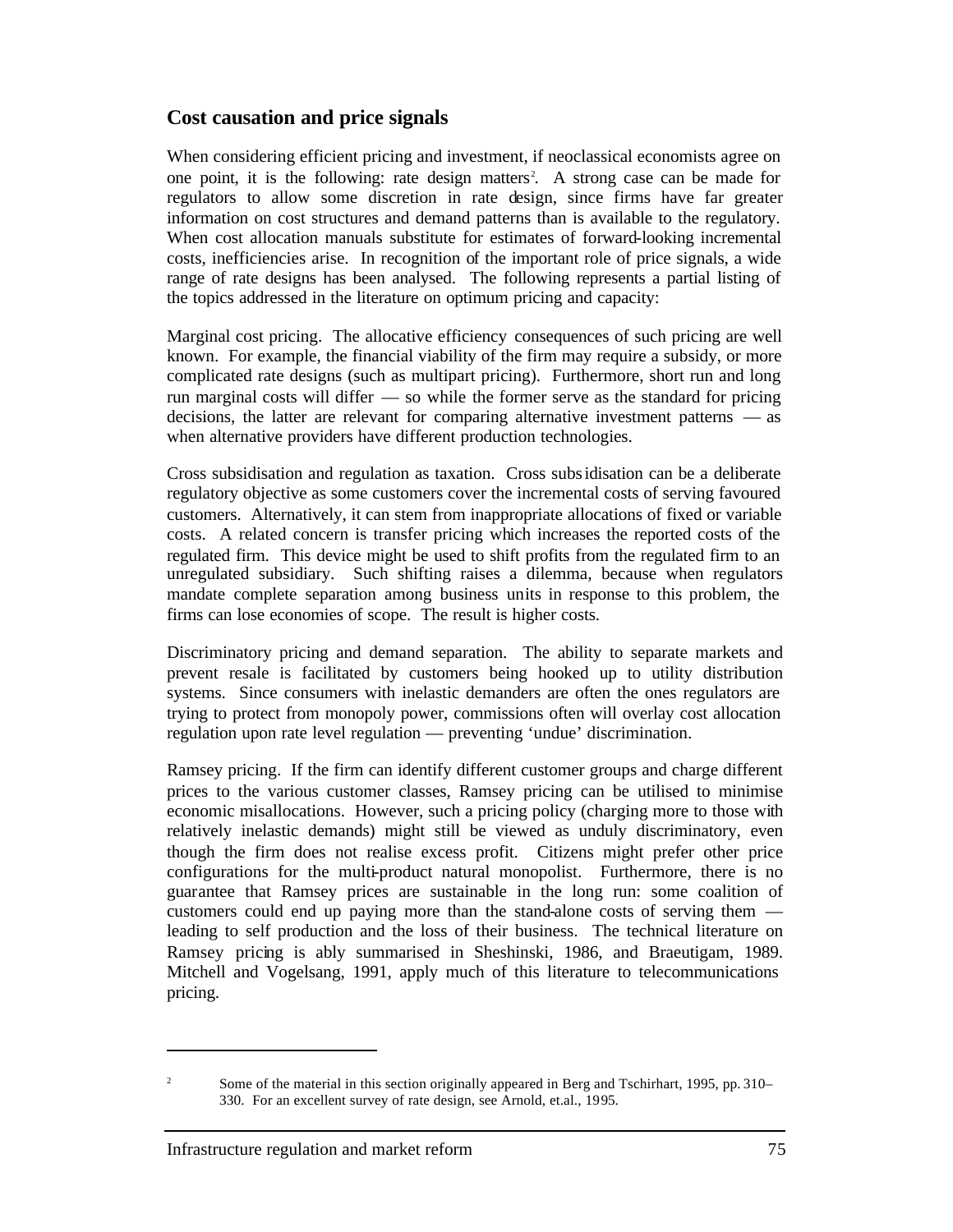## Cost causation and price signals

When considering efficient pricing and investment, if neoclassical economists agree on one point, it is the following: rate design matters[2]. A strong case can be made for regulators to allow some discretion in rate design, since firms have far greater information on cost structures and demand patterns than is available to the regulatory. When cost allocation manuals substitute for estimates of forward-looking incremental costs, inefficiencies arise. In recognition of the important role of price signals, a wide range of rate designs has been analysed. The following represents a partial listing of the topics addressed in the literature on optimum pricing and capacity:

Marginal cost pricing. The allocative efficiency consequences of such pricing are well known. For example, the financial viability of the firm may require a subsidy, or more complicated rate designs (such as multipart pricing). Furthermore, short run and long run marginal costs will differ — so while the former serve as the standard for pricing decisions, the latter are relevant for comparing alternative investment patterns — as when alternative providers have different production technologies.

Cross subsidisation and regulation as taxation. Cross subsidisation can be a deliberate regulatory objective as some customers cover the incremental costs of serving favoured customers. Alternatively, it can stem from inappropriate allocations of fixed or variable costs. A related concern is transfer pricing which increases the reported costs of the regulated firm. This device might be used to shift profits from the regulated firm to an unregulated subsidiary. Such shifting raises a dilemma, because when regulators mandate complete separation among business units in response to this problem, the firms can lose economies of scope. The result is higher costs.

Discriminatory pricing and demand separation. The ability to separate markets and prevent resale is facilitated by customers being hooked up to utility distribution systems. Since consumers with inelastic demanders are often the ones regulators are trying to protect from monopoly power, commissions often will overlay cost allocation regulation upon rate level regulation — preventing 'undue' discrimination.

Ramsey pricing. If the firm can identify different customer groups and charge different prices to the various customer classes, Ramsey pricing can be utilised to minimise economic misallocations. However, such a pricing policy (charging more to those with relatively inelastic demands) might still be viewed as unduly discriminatory, even though the firm does not realise excess profit. Citizens might prefer other price configurations for the multi-product natural monopolist. Furthermore, there is no guarantee that Ramsey prices are sustainable in the long run: some coalition of customers could end up paying more than the stand-alone costs of serving them — leading to self production and the loss of their business. The technical literature on Ramsey pricing is ably summarised in Sheshinski, 1986, and Braeutigam, 1989. Mitchell and Vogelsang, 1991, apply much of this literature to telecommunications pricing.

---

[2] Some of the material in this section originally appeared in Berg and Tschirhart, 1995, pp. 310–330. For an excellent survey of rate design, see Arnold, et.al., 1995.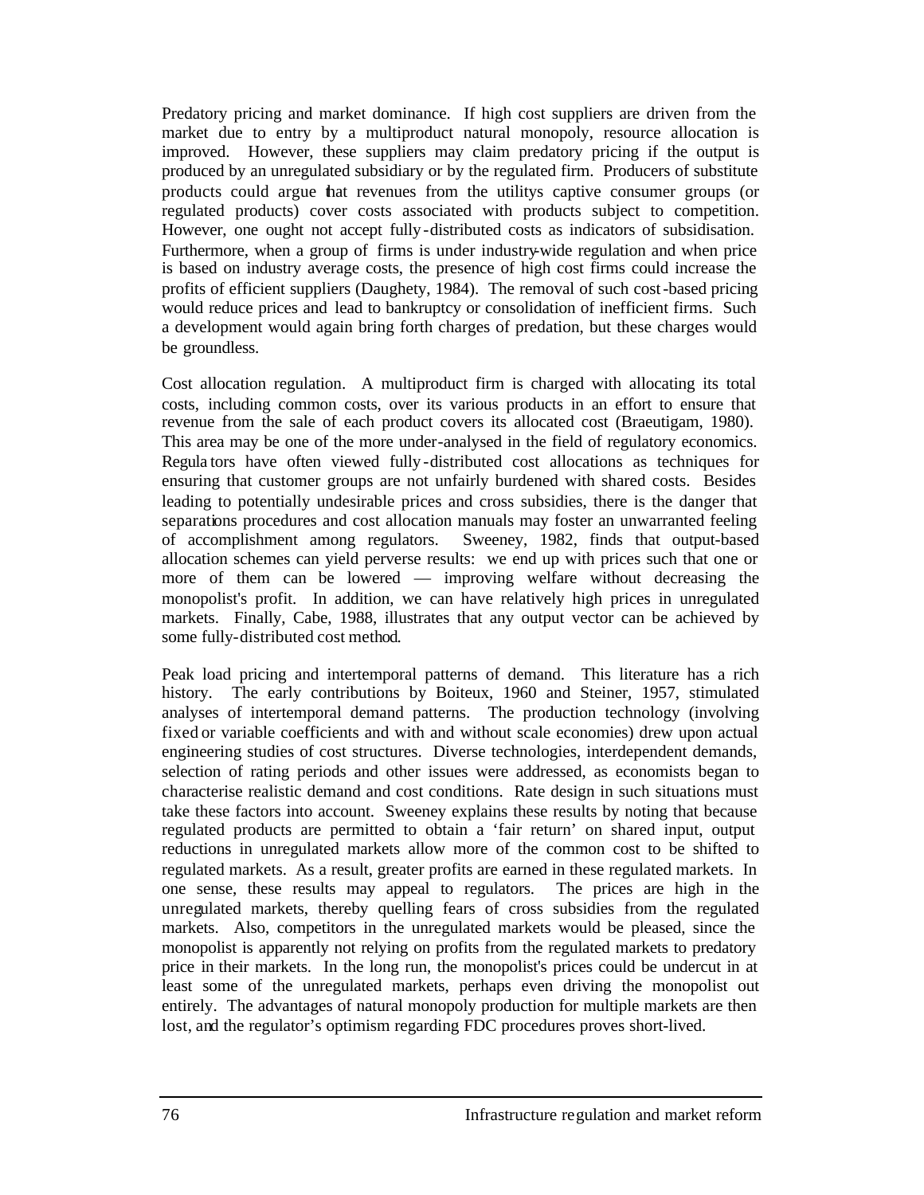Predatory pricing and market dominance. If high cost suppliers are driven from the market due to entry by a multiproduct natural monopoly, resource allocation is improved. However, these suppliers may claim predatory pricing if the output is produced by an unregulated subsidiary or by the regulated firm. Producers of substitute products could argue that revenues from the utilitys captive consumer groups (or regulated products) cover costs associated with products subject to competition. However, one ought not accept fully-distributed costs as indicators of subsidisation. Furthermore, when a group of firms is under industry-wide regulation and when price is based on industry average costs, the presence of high cost firms could increase the profits of efficient suppliers (Daughety, 1984). The removal of such cost-based pricing would reduce prices and lead to bankruptcy or consolidation of inefficient firms. Such a development would again bring forth charges of predation, but these charges would be groundless.

Cost allocation regulation. A multiproduct firm is charged with allocating its total costs, including common costs, over its various products in an effort to ensure that revenue from the sale of each product covers its allocated cost (Braeutigam, 1980). This area may be one of the more under-analysed in the field of regulatory economics. Regulators have often viewed fully-distributed cost allocations as techniques for ensuring that customer groups are not unfairly burdened with shared costs. Besides leading to potentially undesirable prices and cross subsidies, there is the danger that separations procedures and cost allocation manuals may foster an unwarranted feeling of accomplishment among regulators. Sweeney, 1982, finds that output-based allocation schemes can yield perverse results: we end up with prices such that one or more of them can be lowered — improving welfare without decreasing the monopolist's profit. In addition, we can have relatively high prices in unregulated markets. Finally, Cabe, 1988, illustrates that any output vector can be achieved by some fully-distributed cost method.

Peak load pricing and intertemporal patterns of demand. This literature has a rich history. The early contributions by Boiteux, 1960 and Steiner, 1957, stimulated analyses of intertemporal demand patterns. The production technology (involving fixed or variable coefficients and with and without scale economies) drew upon actual engineering studies of cost structures. Diverse technologies, interdependent demands, selection of rating periods and other issues were addressed, as economists began to characterise realistic demand and cost conditions. Rate design in such situations must take these factors into account. Sweeney explains these results by noting that because regulated products are permitted to obtain a 'fair return' on shared input, output reductions in unregulated markets allow more of the common cost to be shifted to regulated markets. As a result, greater profits are earned in these regulated markets. In one sense, these results may appeal to regulators. The prices are high in the unregulated markets, thereby quelling fears of cross subsidies from the regulated markets. Also, competitors in the unregulated markets would be pleased, since the monopolist is apparently not relying on profits from the regulated markets to predatory price in their markets. In the long run, the monopolist's prices could be undercut in at least some of the unregulated markets, perhaps even driving the monopolist out entirely. The advantages of natural monopoly production for multiple markets are then lost, and the regulator's optimism regarding FDC procedures proves short-lived.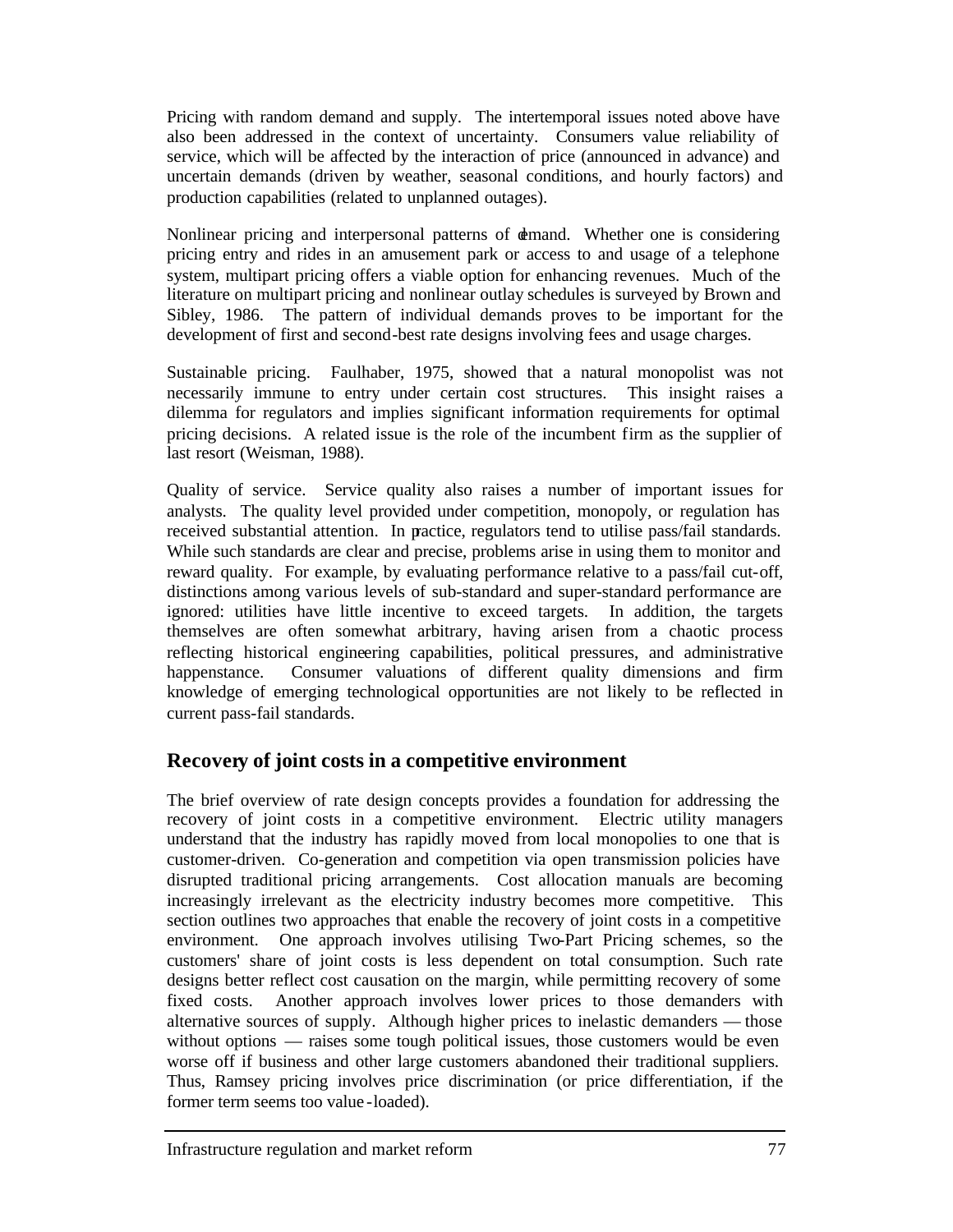Pricing with random demand and supply. The intertemporal issues noted above have also been addressed in the context of uncertainty. Consumers value reliability of service, which will be affected by the interaction of price (announced in advance) and uncertain demands (driven by weather, seasonal conditions, and hourly factors) and production capabilities (related to unplanned outages).

Nonlinear pricing and interpersonal patterns of demand. Whether one is considering pricing entry and rides in an amusement park or access to and usage of a telephone system, multipart pricing offers a viable option for enhancing revenues. Much of the literature on multipart pricing and nonlinear outlay schedules is surveyed by Brown and Sibley, 1986. The pattern of individual demands proves to be important for the development of first and second-best rate designs involving fees and usage charges.

Sustainable pricing. Faulhaber, 1975, showed that a natural monopolist was not necessarily immune to entry under certain cost structures. This insight raises a dilemma for regulators and implies significant information requirements for optimal pricing decisions. A related issue is the role of the incumbent firm as the supplier of last resort (Weisman, 1988).

Quality of service. Service quality also raises a number of important issues for analysts. The quality level provided under competition, monopoly, or regulation has received substantial attention. In practice, regulators tend to utilise pass/fail standards. While such standards are clear and precise, problems arise in using them to monitor and reward quality. For example, by evaluating performance relative to a pass/fail cut-off, distinctions among various levels of sub-standard and super-standard performance are ignored: utilities have little incentive to exceed targets. In addition, the targets themselves are often somewhat arbitrary, having arisen from a chaotic process reflecting historical engineering capabilities, political pressures, and administrative happenstance. Consumer valuations of different quality dimensions and firm knowledge of emerging technological opportunities are not likely to be reflected in current pass-fail standards.

## Recovery of joint costs in a competitive environment

The brief overview of rate design concepts provides a foundation for addressing the recovery of joint costs in a competitive environment. Electric utility managers understand that the industry has rapidly moved from local monopolies to one that is customer-driven. Co-generation and competition via open transmission policies have disrupted traditional pricing arrangements. Cost allocation manuals are becoming increasingly irrelevant as the electricity industry becomes more competitive. This section outlines two approaches that enable the recovery of joint costs in a competitive environment. One approach involves utilising Two-Part Pricing schemes, so the customers' share of joint costs is less dependent on total consumption. Such rate designs better reflect cost causation on the margin, while permitting recovery of some fixed costs. Another approach involves lower prices to those demanders with alternative sources of supply. Although higher prices to inelastic demanders — those without options — raises some tough political issues, those customers would be even worse off if business and other large customers abandoned their traditional suppliers. Thus, Ramsey pricing involves price discrimination (or price differentiation, if the former term seems too value-loaded).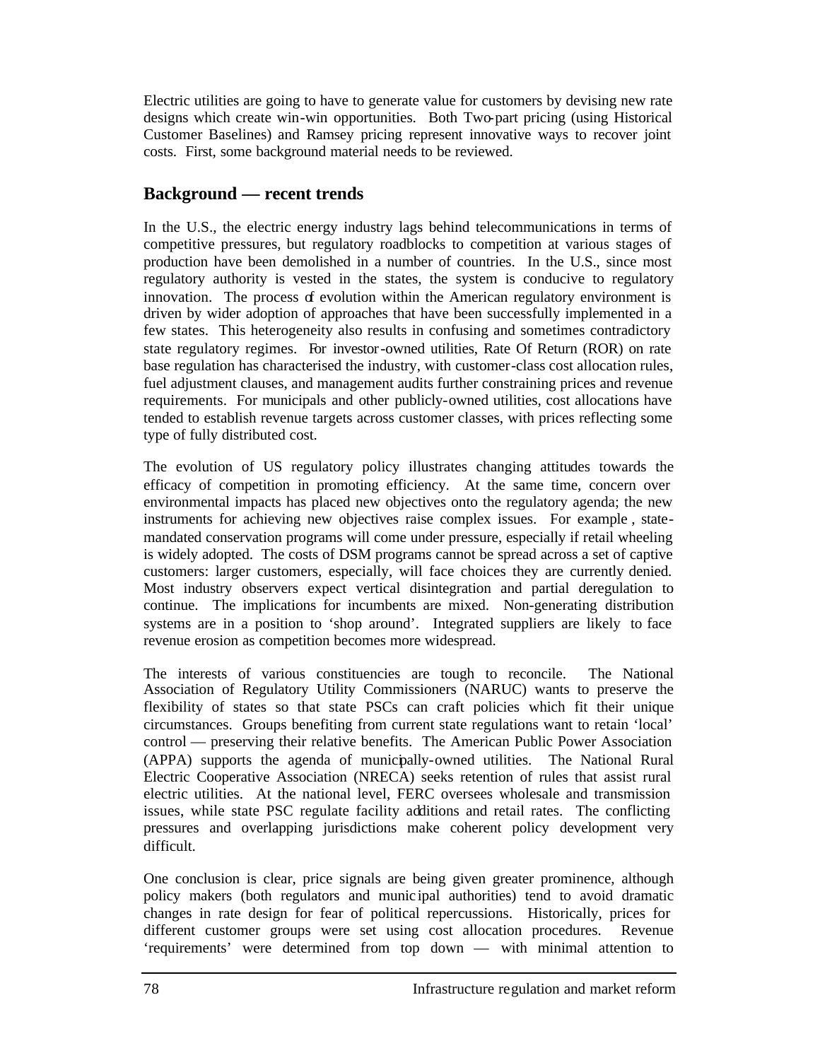Electric utilities are going to have to generate value for customers by devising new rate designs which create win-win opportunities. Both Two-part pricing (using Historical Customer Baselines) and Ramsey pricing represent innovative ways to recover joint costs. First, some background material needs to be reviewed.

## Background — recent trends

In the U.S., the electric energy industry lags behind telecommunications in terms of competitive pressures, but regulatory roadblocks to competition at various stages of production have been demolished in a number of countries. In the U.S., since most regulatory authority is vested in the states, the system is conducive to regulatory innovation. The process of evolution within the American regulatory environment is driven by wider adoption of approaches that have been successfully implemented in a few states. This heterogeneity also results in confusing and sometimes contradictory state regulatory regimes. For investor-owned utilities, Rate Of Return (ROR) on rate base regulation has characterised the industry, with customer-class cost allocation rules, fuel adjustment clauses, and management audits further constraining prices and revenue requirements. For municipals and other publicly-owned utilities, cost allocations have tended to establish revenue targets across customer classes, with prices reflecting some type of fully distributed cost.

The evolution of US regulatory policy illustrates changing attitudes towards the efficacy of competition in promoting efficiency. At the same time, concern over environmental impacts has placed new objectives onto the regulatory agenda; the new instruments for achieving new objectives raise complex issues. For example, state-mandated conservation programs will come under pressure, especially if retail wheeling is widely adopted. The costs of DSM programs cannot be spread across a set of captive customers: larger customers, especially, will face choices they are currently denied. Most industry observers expect vertical disintegration and partial deregulation to continue. The implications for incumbents are mixed. Non-generating distribution systems are in a position to 'shop around'. Integrated suppliers are likely to face revenue erosion as competition becomes more widespread.

The interests of various constituencies are tough to reconcile. The National Association of Regulatory Utility Commissioners (NARUC) wants to preserve the flexibility of states so that state PSCs can craft policies which fit their unique circumstances. Groups benefiting from current state regulations want to retain 'local' control — preserving their relative benefits. The American Public Power Association (APPA) supports the agenda of municipally-owned utilities. The National Rural Electric Cooperative Association (NRECA) seeks retention of rules that assist rural electric utilities. At the national level, FERC oversees wholesale and transmission issues, while state PSC regulate facility additions and retail rates. The conflicting pressures and overlapping jurisdictions make coherent policy development very difficult.

One conclusion is clear, price signals are being given greater prominence, although policy makers (both regulators and municipal authorities) tend to avoid dramatic changes in rate design for fear of political repercussions. Historically, prices for different customer groups were set using cost allocation procedures. Revenue 'requirements' were determined from top down — with minimal attention to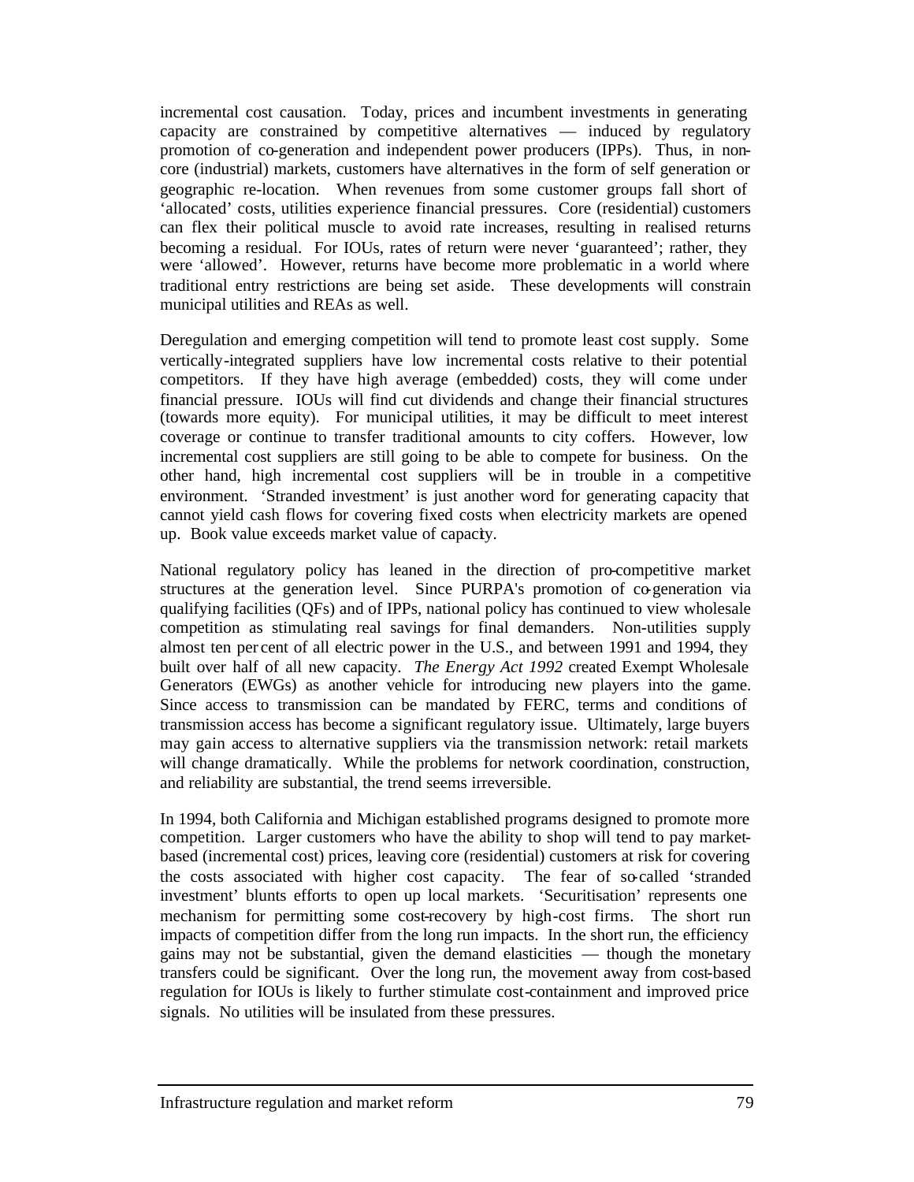incremental cost causation. Today, prices and incumbent investments in generating capacity are constrained by competitive alternatives — induced by regulatory promotion of co-generation and independent power producers (IPPs). Thus, in non-core (industrial) markets, customers have alternatives in the form of self generation or geographic re-location. When revenues from some customer groups fall short of 'allocated' costs, utilities experience financial pressures. Core (residential) customers can flex their political muscle to avoid rate increases, resulting in realised returns becoming a residual. For IOUs, rates of return were never 'guaranteed'; rather, they were 'allowed'. However, returns have become more problematic in a world where traditional entry restrictions are being set aside. These developments will constrain municipal utilities and REAs as well.

Deregulation and emerging competition will tend to promote least cost supply. Some vertically-integrated suppliers have low incremental costs relative to their potential competitors. If they have high average (embedded) costs, they will come under financial pressure. IOUs will find cut dividends and change their financial structures (towards more equity). For municipal utilities, it may be difficult to meet interest coverage or continue to transfer traditional amounts to city coffers. However, low incremental cost suppliers are still going to be able to compete for business. On the other hand, high incremental cost suppliers will be in trouble in a competitive environment. 'Stranded investment' is just another word for generating capacity that cannot yield cash flows for covering fixed costs when electricity markets are opened up. Book value exceeds market value of capacity.

National regulatory policy has leaned in the direction of pro-competitive market structures at the generation level. Since PURPA's promotion of co-generation via qualifying facilities (QFs) and of IPPs, national policy has continued to view wholesale competition as stimulating real savings for final demanders. Non-utilities supply almost ten per cent of all electric power in the U.S., and between 1991 and 1994, they built over half of all new capacity. *The Energy Act 1992* created Exempt Wholesale Generators (EWGs) as another vehicle for introducing new players into the game. Since access to transmission can be mandated by FERC, terms and conditions of transmission access has become a significant regulatory issue. Ultimately, large buyers may gain access to alternative suppliers via the transmission network: retail markets will change dramatically. While the problems for network coordination, construction, and reliability are substantial, the trend seems irreversible.

In 1994, both California and Michigan established programs designed to promote more competition. Larger customers who have the ability to shop will tend to pay market-based (incremental cost) prices, leaving core (residential) customers at risk for covering the costs associated with higher cost capacity. The fear of so-called 'stranded investment' blunts efforts to open up local markets. 'Securitisation' represents one mechanism for permitting some cost-recovery by high-cost firms. The short run impacts of competition differ from the long run impacts. In the short run, the efficiency gains may not be substantial, given the demand elasticities — though the monetary transfers could be significant. Over the long run, the movement away from cost-based regulation for IOUs is likely to further stimulate cost-containment and improved price signals. No utilities will be insulated from these pressures.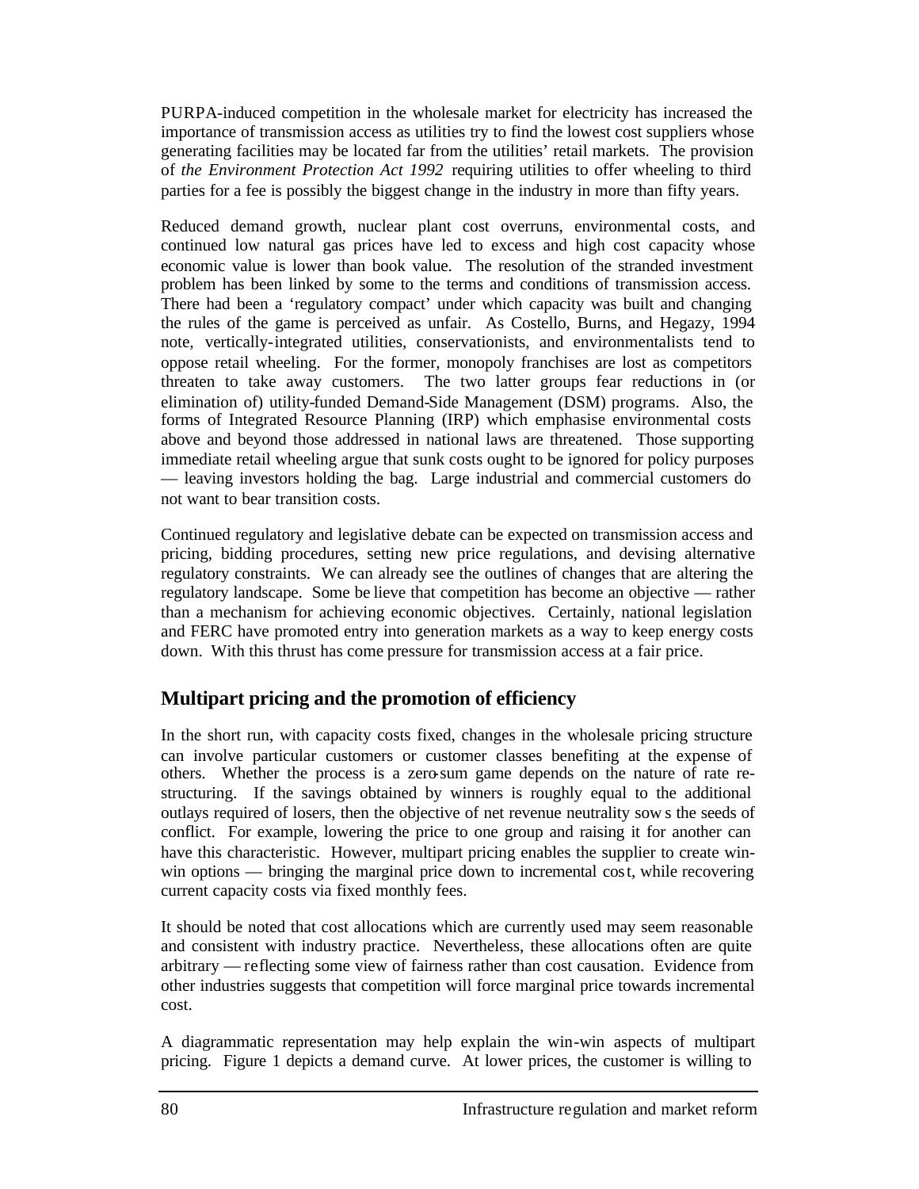PURPA-induced competition in the wholesale market for electricity has increased the importance of transmission access as utilities try to find the lowest cost suppliers whose generating facilities may be located far from the utilities' retail markets. The provision of *the Environment Protection Act 1992* requiring utilities to offer wheeling to third parties for a fee is possibly the biggest change in the industry in more than fifty years.

Reduced demand growth, nuclear plant cost overruns, environmental costs, and continued low natural gas prices have led to excess and high cost capacity whose economic value is lower than book value. The resolution of the stranded investment problem has been linked by some to the terms and conditions of transmission access. There had been a 'regulatory compact' under which capacity was built and changing the rules of the game is perceived as unfair. As Costello, Burns, and Hegazy, 1994 note, vertically-integrated utilities, conservationists, and environmentalists tend to oppose retail wheeling. For the former, monopoly franchises are lost as competitors threaten to take away customers. The two latter groups fear reductions in (or elimination of) utility-funded Demand-Side Management (DSM) programs. Also, the forms of Integrated Resource Planning (IRP) which emphasise environmental costs above and beyond those addressed in national laws are threatened. Those supporting immediate retail wheeling argue that sunk costs ought to be ignored for policy purposes — leaving investors holding the bag. Large industrial and commercial customers do not want to bear transition costs.

Continued regulatory and legislative debate can be expected on transmission access and pricing, bidding procedures, setting new price regulations, and devising alternative regulatory constraints. We can already see the outlines of changes that are altering the regulatory landscape. Some believe that competition has become an objective — rather than a mechanism for achieving economic objectives. Certainly, national legislation and FERC have promoted entry into generation markets as a way to keep energy costs down. With this thrust has come pressure for transmission access at a fair price.

## Multipart pricing and the promotion of efficiency

In the short run, with capacity costs fixed, changes in the wholesale pricing structure can involve particular customers or customer classes benefiting at the expense of others. Whether the process is a zero-sum game depends on the nature of rate re-structuring. If the savings obtained by winners is roughly equal to the additional outlays required of losers, then the objective of net revenue neutrality sows the seeds of conflict. For example, lowering the price to one group and raising it for another can have this characteristic. However, multipart pricing enables the supplier to create win-win options — bringing the marginal price down to incremental cost, while recovering current capacity costs via fixed monthly fees.

It should be noted that cost allocations which are currently used may seem reasonable and consistent with industry practice. Nevertheless, these allocations often are quite arbitrary — reflecting some view of fairness rather than cost causation. Evidence from other industries suggests that competition will force marginal price towards incremental cost.

A diagrammatic representation may help explain the win-win aspects of multipart pricing. Figure 1 depicts a demand curve. At lower prices, the customer is willing to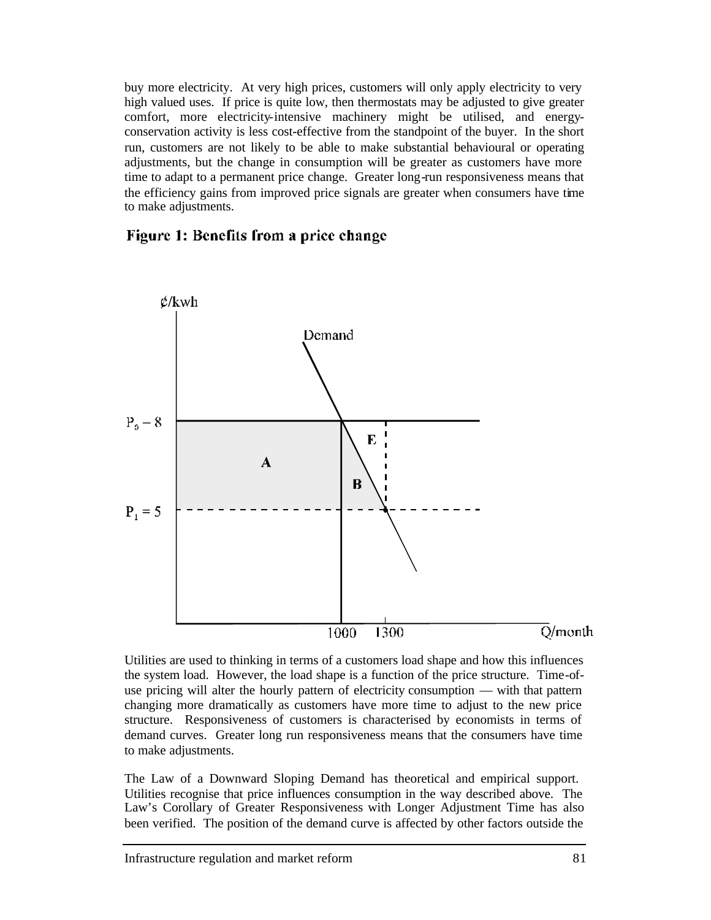buy more electricity. At very high prices, customers will only apply electricity to very high valued uses. If price is quite low, then thermostats may be adjusted to give greater comfort, more electricity-intensive machinery might be utilised, and energy-conservation activity is less cost-effective from the standpoint of the buyer. In the short run, customers are not likely to be able to make substantial behavioural or operating adjustments, but the change in consumption will be greater as customers have more time to adapt to a permanent price change. Greater long-run responsiveness means that the efficiency gains from improved price signals are greater when consumers have time to make adjustments.

**Figure 1: Benefits from a price change**

Utilities are used to thinking in terms of a customers load shape and how this influences the system load. However, the load shape is a function of the price structure. Time-of-use pricing will alter the hourly pattern of electricity consumption — with that pattern changing more dramatically as customers have more time to adjust to the new price structure. Responsiveness of customers is characterised by economists in terms of demand curves. Greater long run responsiveness means that the consumers have time to make adjustments.

The Law of a Downward Sloping Demand has theoretical and empirical support. Utilities recognise that price influences consumption in the way described above. The Law's Corollary of Greater Responsiveness with Longer Adjustment Time has also been verified. The position of the demand curve is affected by other factors outside the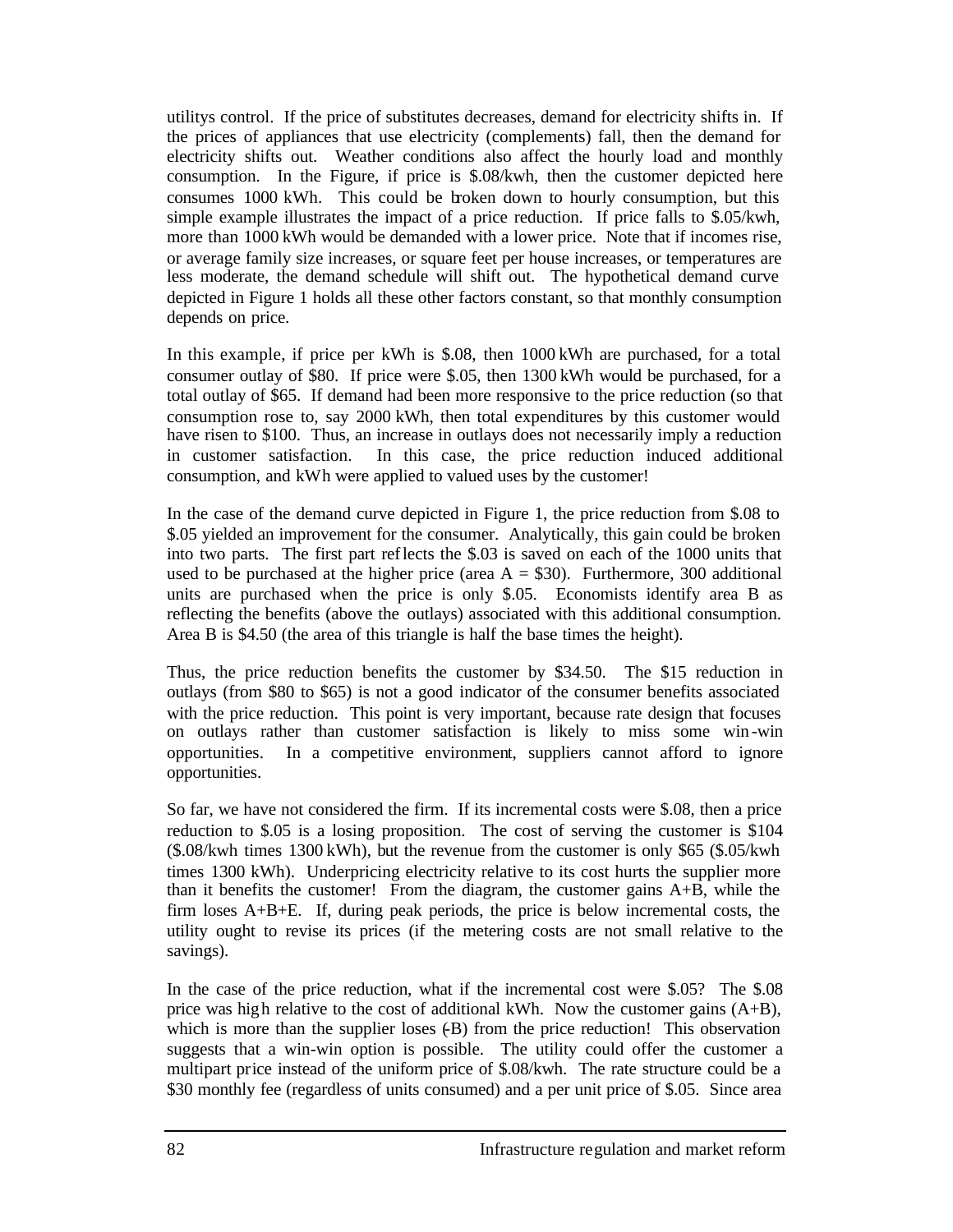utilitys control. If the price of substitutes decreases, demand for electricity shifts in. If the prices of appliances that use electricity (complements) fall, then the demand for electricity shifts out. Weather conditions also affect the hourly load and monthly consumption. In the Figure, if price is \$.08/kwh, then the customer depicted here consumes 1000 kWh. This could be broken down to hourly consumption, but this simple example illustrates the impact of a price reduction. If price falls to \$.05/kwh, more than 1000 kWh would be demanded with a lower price. Note that if incomes rise, or average family size increases, or square feet per house increases, or temperatures are less moderate, the demand schedule will shift out. The hypothetical demand curve depicted in Figure 1 holds all these other factors constant, so that monthly consumption depends on price.

In this example, if price per kWh is \$.08, then 1000 kWh are purchased, for a total consumer outlay of \$80. If price were \$.05, then 1300 kWh would be purchased, for a total outlay of \$65. If demand had been more responsive to the price reduction (so that consumption rose to, say 2000 kWh, then total expenditures by this customer would have risen to \$100. Thus, an increase in outlays does not necessarily imply a reduction in customer satisfaction. In this case, the price reduction induced additional consumption, and kWh were applied to valued uses by the customer!

In the case of the demand curve depicted in Figure 1, the price reduction from \$.08 to \$.05 yielded an improvement for the consumer. Analytically, this gain could be broken into two parts. The first part reflects the \$.03 is saved on each of the 1000 units that used to be purchased at the higher price (area A = \$30). Furthermore, 300 additional units are purchased when the price is only \$.05. Economists identify area B as reflecting the benefits (above the outlays) associated with this additional consumption. Area B is \$4.50 (the area of this triangle is half the base times the height).

Thus, the price reduction benefits the customer by \$34.50. The \$15 reduction in outlays (from \$80 to \$65) is not a good indicator of the consumer benefits associated with the price reduction. This point is very important, because rate design that focuses on outlays rather than customer satisfaction is likely to miss some win-win opportunities. In a competitive environment, suppliers cannot afford to ignore opportunities.

So far, we have not considered the firm. If its incremental costs were \$.08, then a price reduction to \$.05 is a losing proposition. The cost of serving the customer is \$104 (\$.08/kwh times 1300 kWh), but the revenue from the customer is only \$65 (\$.05/kwh times 1300 kWh). Underpricing electricity relative to its cost hurts the supplier more than it benefits the customer! From the diagram, the customer gains A+B, while the firm loses A+B+E. If, during peak periods, the price is below incremental costs, the utility ought to revise its prices (if the metering costs are not small relative to the savings).

In the case of the price reduction, what if the incremental cost were \$.05? The \$.08 price was high relative to the cost of additional kWh. Now the customer gains (A+B), which is more than the supplier loses (-B) from the price reduction! This observation suggests that a win-win option is possible. The utility could offer the customer a multipart price instead of the uniform price of \$.08/kwh. The rate structure could be a \$30 monthly fee (regardless of units consumed) and a per unit price of \$.05. Since area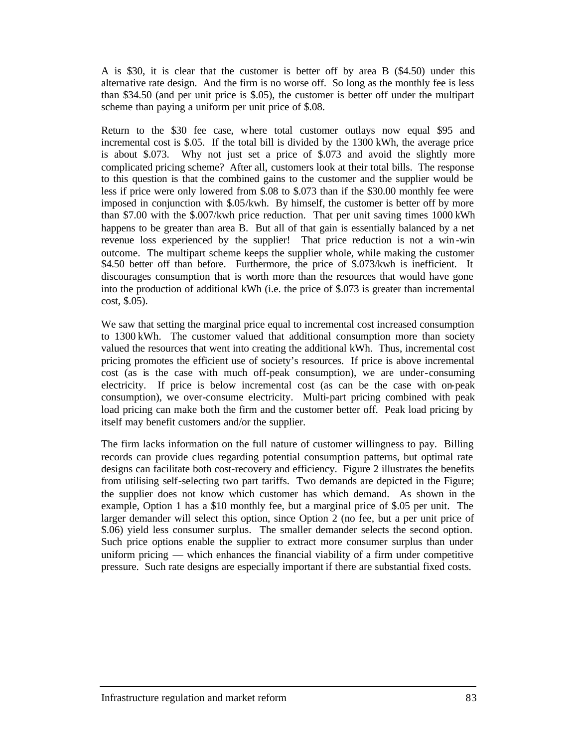A is $30, it is clear that the customer is better off by area B ($4.50) under this alternative rate design. And the firm is no worse off. So long as the monthly fee is less than $34.50 (and per unit price is $.05), the customer is better off under the multipart scheme than paying a uniform per unit price of $.08.

Return to the $30 fee case, where total customer outlays now equal $95 and incremental cost is $.05. If the total bill is divided by the 1300 kWh, the average price is about $.073. Why not just set a price of $.073 and avoid the slightly more complicated pricing scheme? After all, customers look at their total bills. The response to this question is that the combined gains to the customer and the supplier would be less if price were only lowered from $.08 to $.073 than if the $30.00 monthly fee were imposed in conjunction with $.05/kwh. By himself, the customer is better off by more than $7.00 with the $.007/kwh price reduction. That per unit saving times 1000 kWh happens to be greater than area B. But all of that gain is essentially balanced by a net revenue loss experienced by the supplier! That price reduction is not a win-win outcome. The multipart scheme keeps the supplier whole, while making the customer $4.50 better off than before. Furthermore, the price of $.073/kwh is inefficient. It discourages consumption that is worth more than the resources that would have gone into the production of additional kWh (i.e. the price of $.073 is greater than incremental cost, $.05).

We saw that setting the marginal price equal to incremental cost increased consumption to 1300 kWh. The customer valued that additional consumption more than society valued the resources that went into creating the additional kWh. Thus, incremental cost pricing promotes the efficient use of society's resources. If price is above incremental cost (as is the case with much off-peak consumption), we are under-consuming electricity. If price is below incremental cost (as can be the case with on-peak consumption), we over-consume electricity. Multi-part pricing combined with peak load pricing can make both the firm and the customer better off. Peak load pricing by itself may benefit customers and/or the supplier.

The firm lacks information on the full nature of customer willingness to pay. Billing records can provide clues regarding potential consumption patterns, but optimal rate designs can facilitate both cost-recovery and efficiency. Figure 2 illustrates the benefits from utilising self-selecting two part tariffs. Two demands are depicted in the Figure; the supplier does not know which customer has which demand. As shown in the example, Option 1 has a $10 monthly fee, but a marginal price of $.05 per unit. The larger demander will select this option, since Option 2 (no fee, but a per unit price of $.06) yield less consumer surplus. The smaller demander selects the second option. Such price options enable the supplier to extract more consumer surplus than under uniform pricing — which enhances the financial viability of a firm under competitive pressure. Such rate designs are especially important if there are substantial fixed costs.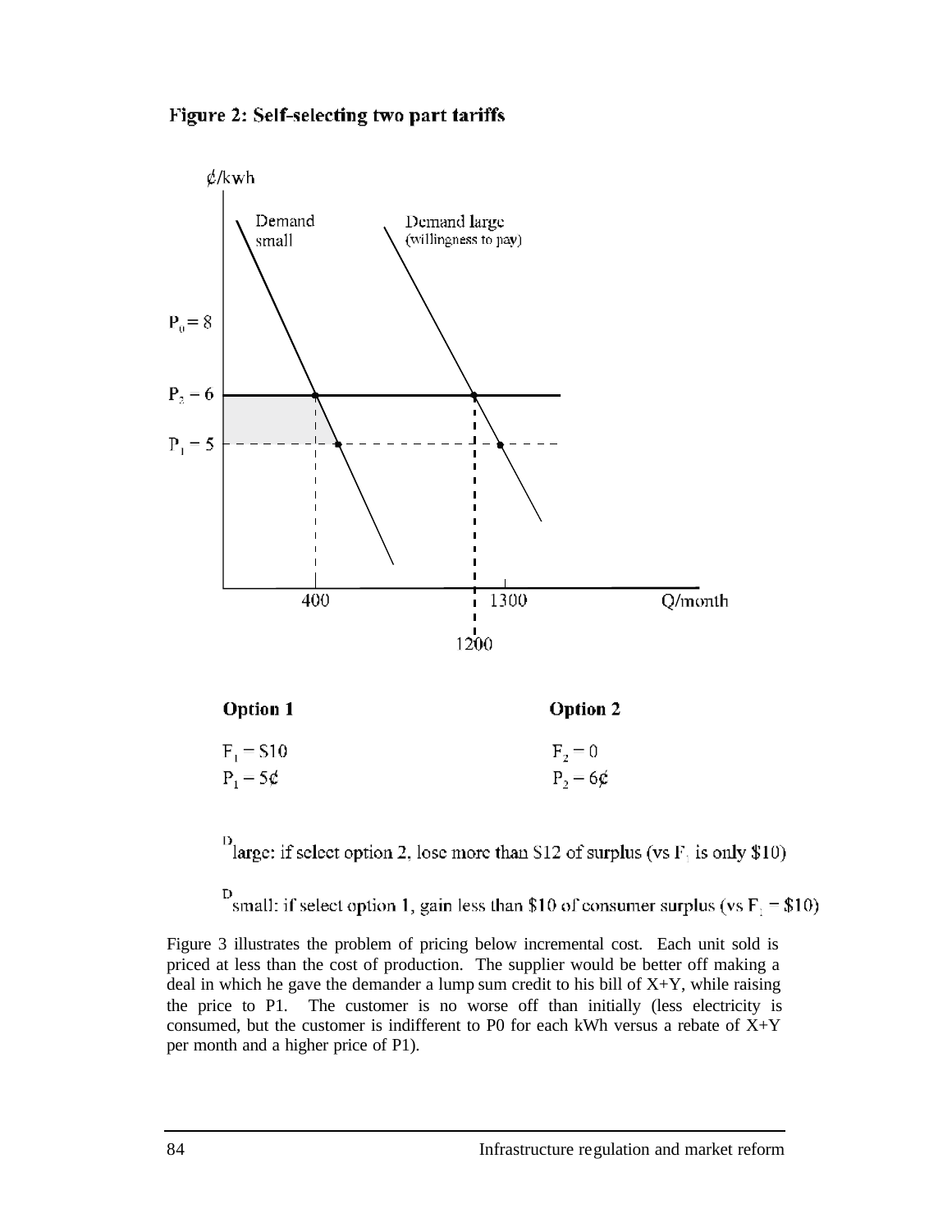**Figure 2: Self-selecting two part tariffs**

**Option 1**

$F_1 = \$10$

$P_1 = 5¢$

**Option 2**

$F_2 = 0$

$P_2 = 6¢$

$D_{large}$: if select option 2, lose more than \$12 of surplus (vs $F_1$ is only \$10)

$D_{small}$: if select option 1, gain less than \$10 of consumer surplus (vs $F_1 = \$10$)

Figure 3 illustrates the problem of pricing below incremental cost. Each unit sold is priced at less than the cost of production. The supplier would be better off making a deal in which he gave the demander a lump sum credit to his bill of X+Y, while raising the price to P1. The customer is no worse off than initially (less electricity is consumed, but the customer is indifferent to P0 for each kWh versus a rebate of X+Y per month and a higher price of P1).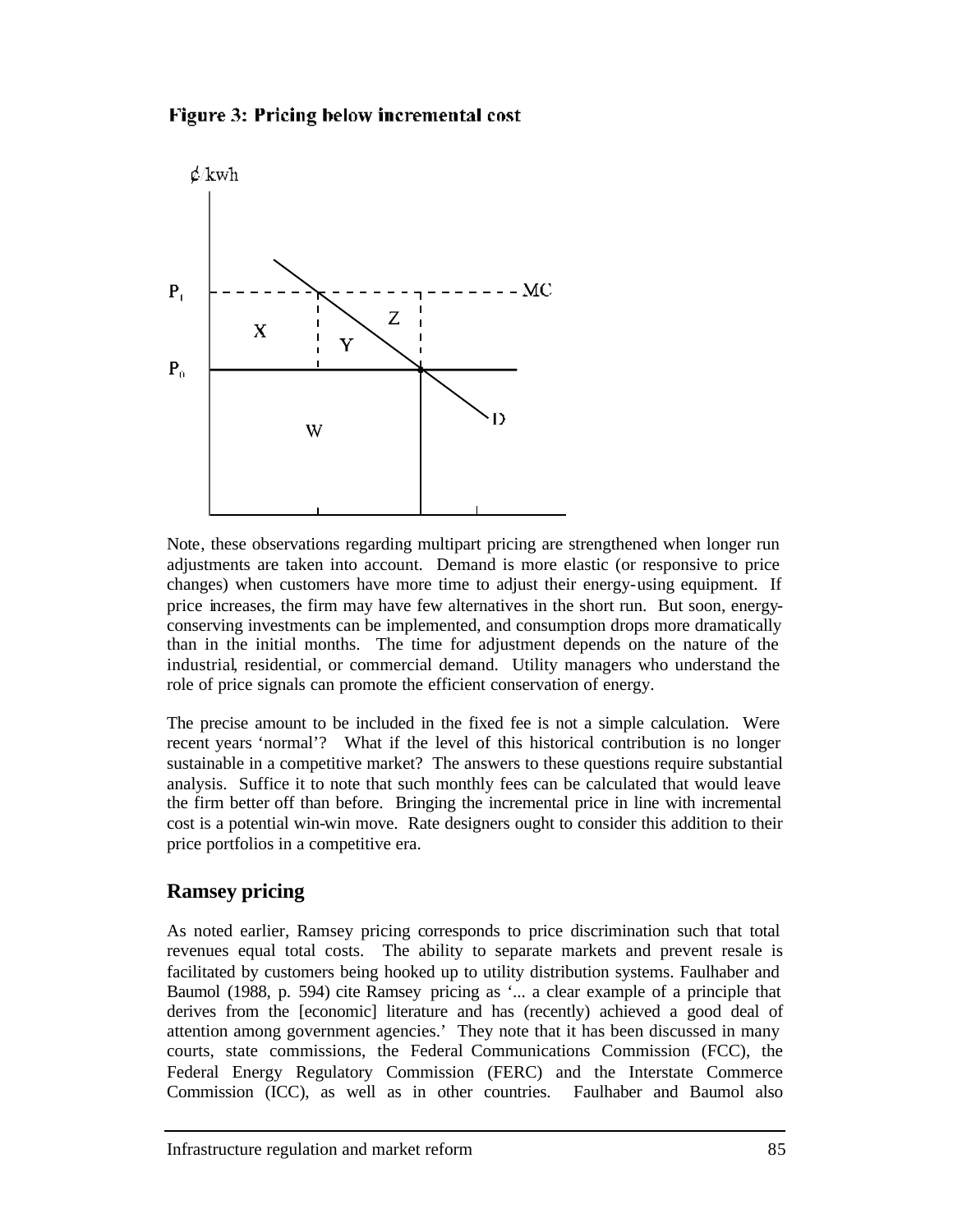**Figure 3: Pricing below incremental cost**

Note, these observations regarding multipart pricing are strengthened when longer run adjustments are taken into account. Demand is more elastic (or responsive to price changes) when customers have more time to adjust their energy-using equipment. If price increases, the firm may have few alternatives in the short run. But soon, energy-conserving investments can be implemented, and consumption drops more dramatically than in the initial months. The time for adjustment depends on the nature of the industrial, residential, or commercial demand. Utility managers who understand the role of price signals can promote the efficient conservation of energy.

The precise amount to be included in the fixed fee is not a simple calculation. Were recent years 'normal'? What if the level of this historical contribution is no longer sustainable in a competitive market? The answers to these questions require substantial analysis. Suffice it to note that such monthly fees can be calculated that would leave the firm better off than before. Bringing the incremental price in line with incremental cost is a potential win-win move. Rate designers ought to consider this addition to their price portfolios in a competitive era.

## Ramsey pricing

As noted earlier, Ramsey pricing corresponds to price discrimination such that total revenues equal total costs. The ability to separate markets and prevent resale is facilitated by customers being hooked up to utility distribution systems. Faulhaber and Baumol (1988, p. 594) cite Ramsey pricing as '... a clear example of a principle that derives from the [economic] literature and has (recently) achieved a good deal of attention among government agencies.' They note that it has been discussed in many courts, state commissions, the Federal Communications Commission (FCC), the Federal Energy Regulatory Commission (FERC) and the Interstate Commerce Commission (ICC), as well as in other countries. Faulhaber and Baumol also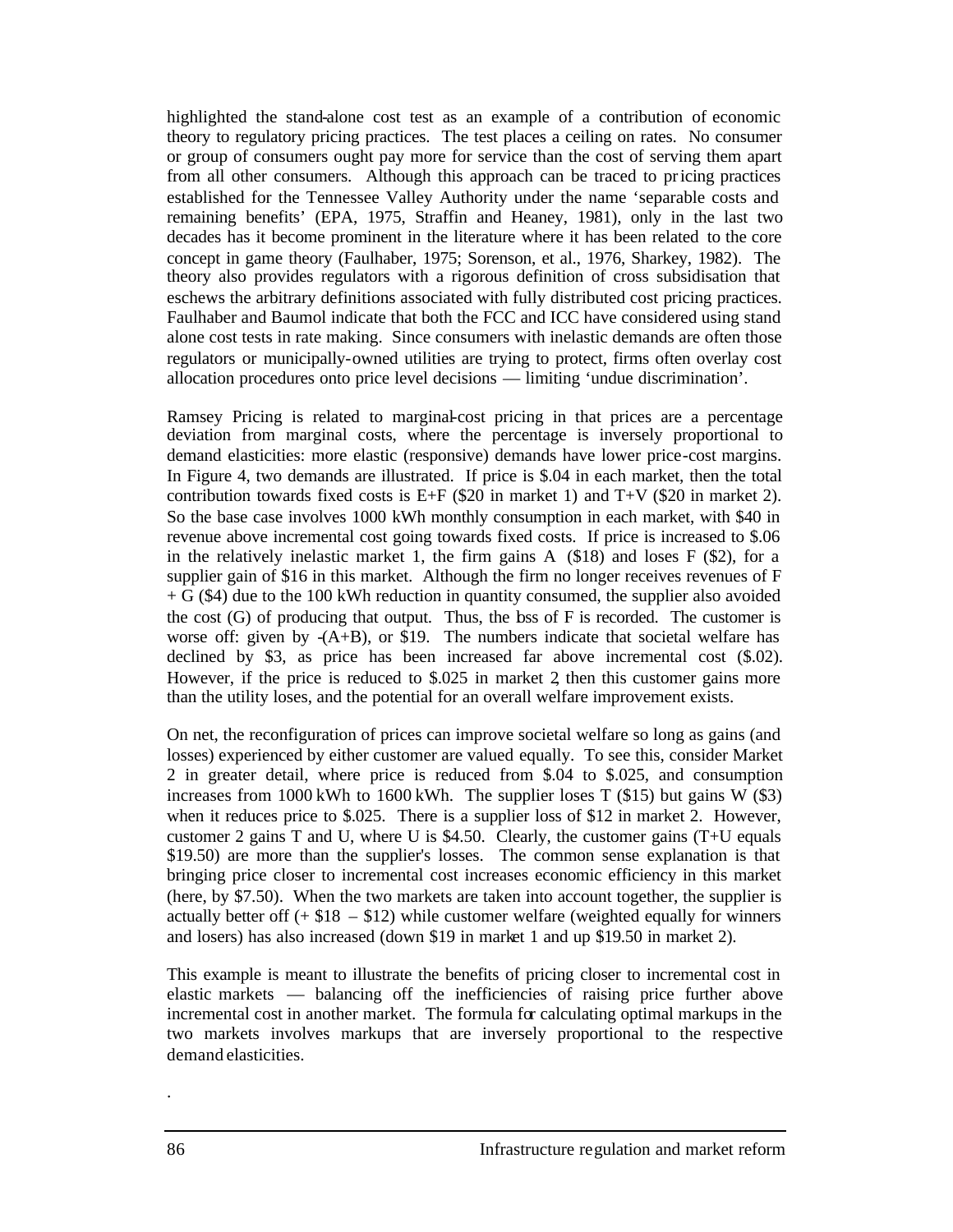highlighted the stand-alone cost test as an example of a contribution of economic theory to regulatory pricing practices. The test places a ceiling on rates. No consumer or group of consumers ought pay more for service than the cost of serving them apart from all other consumers. Although this approach can be traced to pricing practices established for the Tennessee Valley Authority under the name 'separable costs and remaining benefits' (EPA, 1975, Straffin and Heaney, 1981), only in the last two decades has it become prominent in the literature where it has been related to the core concept in game theory (Faulhaber, 1975; Sorenson, et al., 1976, Sharkey, 1982). The theory also provides regulators with a rigorous definition of cross subsidisation that eschews the arbitrary definitions associated with fully distributed cost pricing practices. Faulhaber and Baumol indicate that both the FCC and ICC have considered using stand alone cost tests in rate making. Since consumers with inelastic demands are often those regulators or municipally-owned utilities are trying to protect, firms often overlay cost allocation procedures onto price level decisions — limiting 'undue discrimination'.

Ramsey Pricing is related to marginal-cost pricing in that prices are a percentage deviation from marginal costs, where the percentage is inversely proportional to demand elasticities: more elastic (responsive) demands have lower price-cost margins. In Figure 4, two demands are illustrated. If price is \$.04 in each market, then the total contribution towards fixed costs is E+F (\$20 in market 1) and T+V (\$20 in market 2). So the base case involves 1000 kWh monthly consumption in each market, with \$40 in revenue above incremental cost going towards fixed costs. If price is increased to \$.06 in the relatively inelastic market 1, the firm gains A (\$18) and loses F (\$2), for a supplier gain of \$16 in this market. Although the firm no longer receives revenues of F + G (\$4) due to the 100 kWh reduction in quantity consumed, the supplier also avoided the cost (G) of producing that output. Thus, the loss of F is recorded. The customer is worse off: given by -(A+B), or \$19. The numbers indicate that societal welfare has declined by \$3, as price has been increased far above incremental cost (\$.02). However, if the price is reduced to \$.025 in market 2, then this customer gains more than the utility loses, and the potential for an overall welfare improvement exists.

On net, the reconfiguration of prices can improve societal welfare so long as gains (and losses) experienced by either customer are valued equally. To see this, consider Market 2 in greater detail, where price is reduced from \$.04 to \$.025, and consumption increases from 1000 kWh to 1600 kWh. The supplier loses T (\$15) but gains W (\$3) when it reduces price to \$.025. There is a supplier loss of \$12 in market 2. However, customer 2 gains T and U, where U is \$4.50. Clearly, the customer gains (T+U equals \$19.50) are more than the supplier's losses. The common sense explanation is that bringing price closer to incremental cost increases economic efficiency in this market (here, by \$7.50). When the two markets are taken into account together, the supplier is actually better off (+ \$18 – \$12) while customer welfare (weighted equally for winners and losers) has also increased (down \$19 in market 1 and up \$19.50 in market 2).

This example is meant to illustrate the benefits of pricing closer to incremental cost in elastic markets — balancing off the inefficiencies of raising price further above incremental cost in another market. The formula for calculating optimal markups in the two markets involves markups that are inversely proportional to the respective demand elasticities.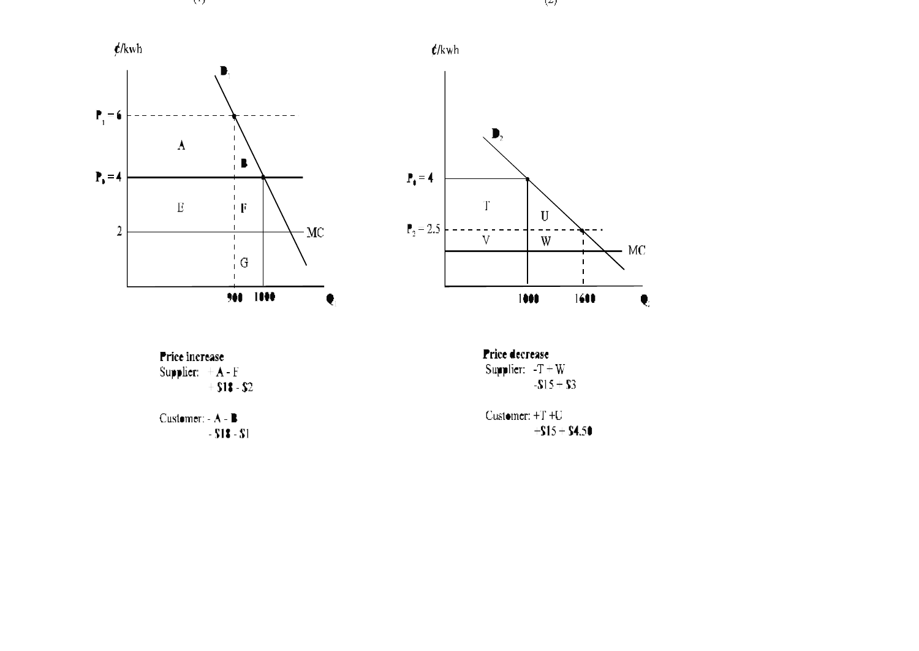(1)

(2)

¢/kwh

$D_1$

$P_1 = 6$

A

B

$P_0 = 4$

E

F

2

MC

G

900 1000 $Q_1$

¢/kwh

$D_2$

$P_0 = 4$

T

U

$P_2 = 2.5$

V

W

MC

1000 1600 $Q_2$

**Price increase**

Supplier: + **A** - F

+ **\$18** - \$2

Customer: - **A** - **B**

- **\$18** - \$1

**Price decrease**

Supplier: -T + W

-\$15 + \$3

Customer: +T +U

+\$15 + **\$4.50**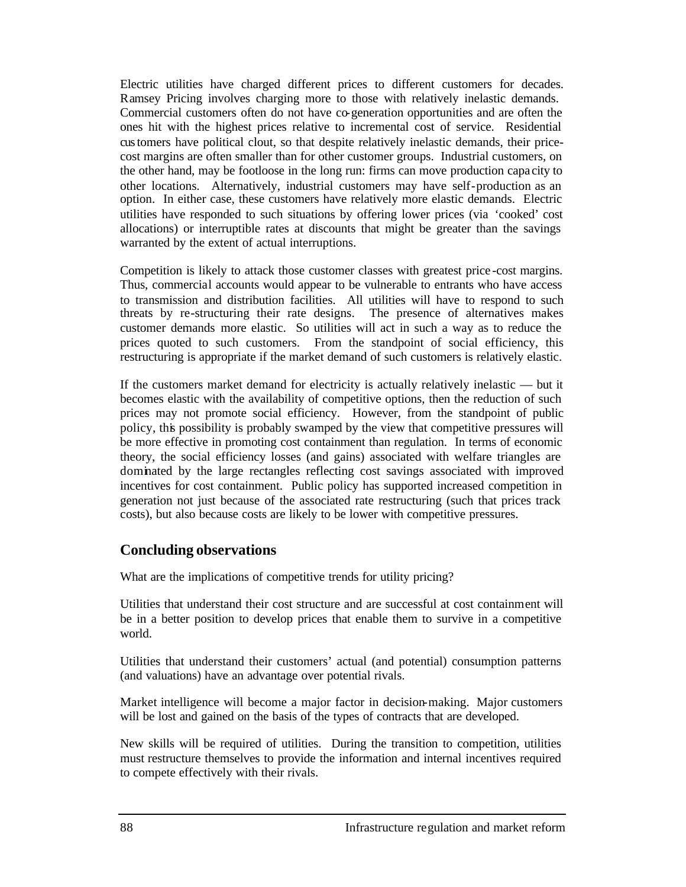Electric utilities have charged different prices to different customers for decades. Ramsey Pricing involves charging more to those with relatively inelastic demands. Commercial customers often do not have co-generation opportunities and are often the ones hit with the highest prices relative to incremental cost of service. Residential customers have political clout, so that despite relatively inelastic demands, their price-cost margins are often smaller than for other customer groups. Industrial customers, on the other hand, may be footloose in the long run: firms can move production capacity to other locations. Alternatively, industrial customers may have self-production as an option. In either case, these customers have relatively more elastic demands. Electric utilities have responded to such situations by offering lower prices (via 'cooked' cost allocations) or interruptible rates at discounts that might be greater than the savings warranted by the extent of actual interruptions.

Competition is likely to attack those customer classes with greatest price-cost margins. Thus, commercial accounts would appear to be vulnerable to entrants who have access to transmission and distribution facilities. All utilities will have to respond to such threats by re-structuring their rate designs. The presence of alternatives makes customer demands more elastic. So utilities will act in such a way as to reduce the prices quoted to such customers. From the standpoint of social efficiency, this restructuring is appropriate if the market demand of such customers is relatively elastic.

If the customers market demand for electricity is actually relatively inelastic — but it becomes elastic with the availability of competitive options, then the reduction of such prices may not promote social efficiency. However, from the standpoint of public policy, this possibility is probably swamped by the view that competitive pressures will be more effective in promoting cost containment than regulation. In terms of economic theory, the social efficiency losses (and gains) associated with welfare triangles are dominated by the large rectangles reflecting cost savings associated with improved incentives for cost containment. Public policy has supported increased competition in generation not just because of the associated rate restructuring (such that prices track costs), but also because costs are likely to be lower with competitive pressures.

## Concluding observations

What are the implications of competitive trends for utility pricing?

Utilities that understand their cost structure and are successful at cost containment will be in a better position to develop prices that enable them to survive in a competitive world.

Utilities that understand their customers' actual (and potential) consumption patterns (and valuations) have an advantage over potential rivals.

Market intelligence will become a major factor in decision-making. Major customers will be lost and gained on the basis of the types of contracts that are developed.

New skills will be required of utilities. During the transition to competition, utilities must restructure themselves to provide the information and internal incentives required to compete effectively with their rivals.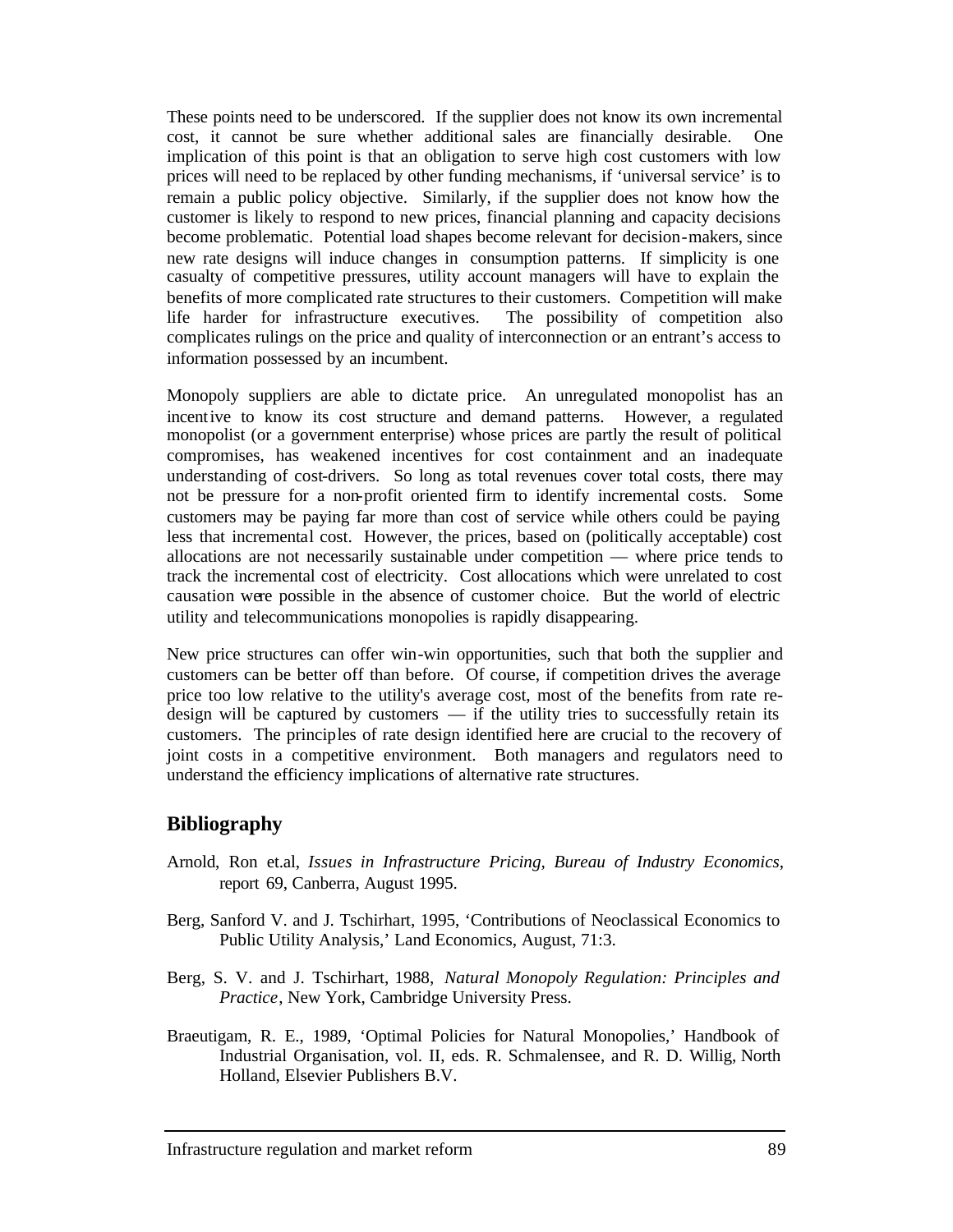These points need to be underscored. If the supplier does not know its own incremental cost, it cannot be sure whether additional sales are financially desirable. One implication of this point is that an obligation to serve high cost customers with low prices will need to be replaced by other funding mechanisms, if 'universal service' is to remain a public policy objective. Similarly, if the supplier does not know how the customer is likely to respond to new prices, financial planning and capacity decisions become problematic. Potential load shapes become relevant for decision-makers, since new rate designs will induce changes in consumption patterns. If simplicity is one casualty of competitive pressures, utility account managers will have to explain the benefits of more complicated rate structures to their customers. Competition will make life harder for infrastructure executives. The possibility of competition also complicates rulings on the price and quality of interconnection or an entrant's access to information possessed by an incumbent.

Monopoly suppliers are able to dictate price. An unregulated monopolist has an incentive to know its cost structure and demand patterns. However, a regulated monopolist (or a government enterprise) whose prices are partly the result of political compromises, has weakened incentives for cost containment and an inadequate understanding of cost-drivers. So long as total revenues cover total costs, there may not be pressure for a non-profit oriented firm to identify incremental costs. Some customers may be paying far more than cost of service while others could be paying less that incremental cost. However, the prices, based on (politically acceptable) cost allocations are not necessarily sustainable under competition — where price tends to track the incremental cost of electricity. Cost allocations which were unrelated to cost causation were possible in the absence of customer choice. But the world of electric utility and telecommunications monopolies is rapidly disappearing.

New price structures can offer win-win opportunities, such that both the supplier and customers can be better off than before. Of course, if competition drives the average price too low relative to the utility's average cost, most of the benefits from rate re-design will be captured by customers — if the utility tries to successfully retain its customers. The principles of rate design identified here are crucial to the recovery of joint costs in a competitive environment. Both managers and regulators need to understand the efficiency implications of alternative rate structures.

## Bibliography

Arnold, Ron et.al, *Issues in Infrastructure Pricing, Bureau of Industry Economics*, report 69, Canberra, August 1995.

Berg, Sanford V. and J. Tschirhart, 1995, 'Contributions of Neoclassical Economics to Public Utility Analysis,' Land Economics, August, 71:3.

Berg, S. V. and J. Tschirhart, 1988, *Natural Monopoly Regulation: Principles and Practice*, New York, Cambridge University Press.

Braeutigam, R. E., 1989, 'Optimal Policies for Natural Monopolies,' Handbook of Industrial Organisation, vol. II, eds. R. Schmalensee, and R. D. Willig, North Holland, Elsevier Publishers B.V.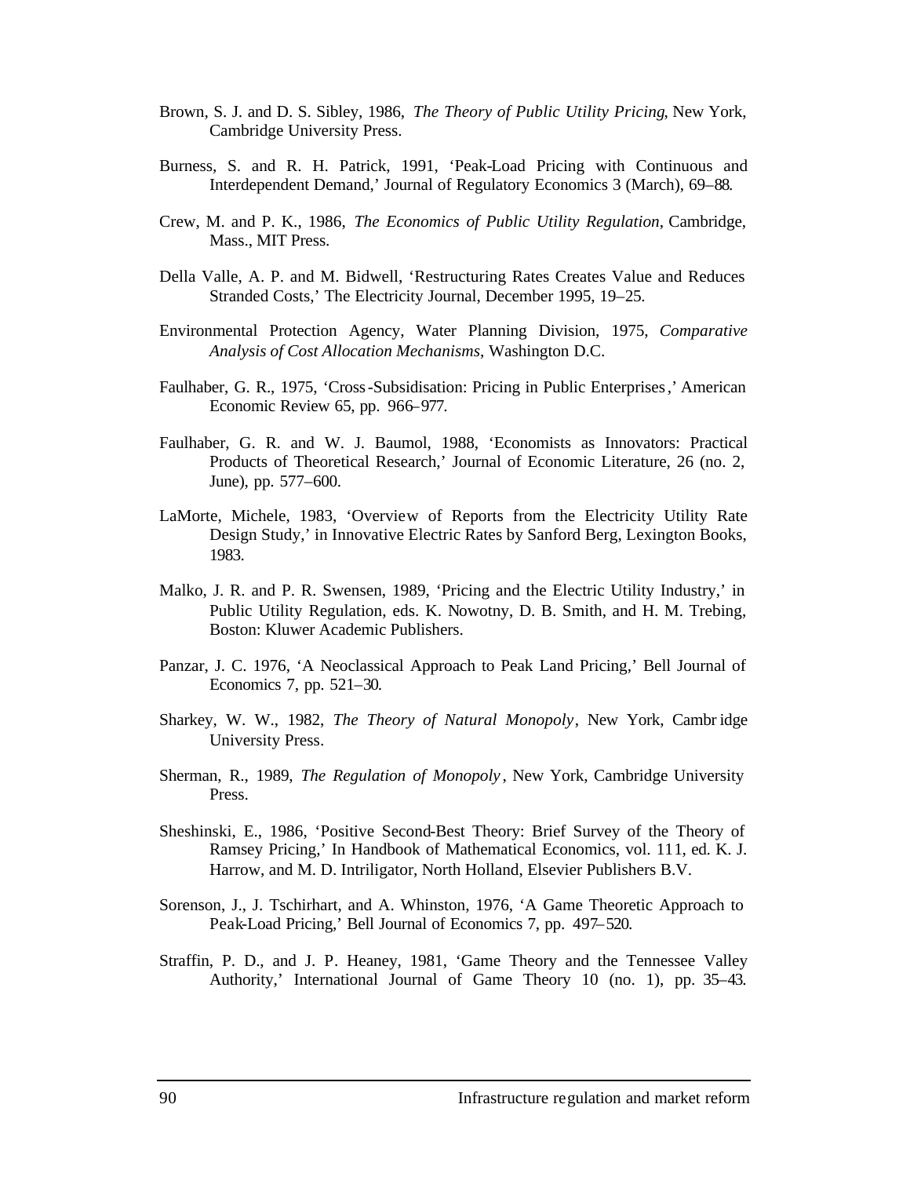Brown, S. J. and D. S. Sibley, 1986, *The Theory of Public Utility Pricing*, New York, Cambridge University Press.

Burness, S. and R. H. Patrick, 1991, 'Peak-Load Pricing with Continuous and Interdependent Demand,' Journal of Regulatory Economics 3 (March), 69–88.

Crew, M. and P. K., 1986, *The Economics of Public Utility Regulation*, Cambridge, Mass., MIT Press.

Della Valle, A. P. and M. Bidwell, 'Restructuring Rates Creates Value and Reduces Stranded Costs,' The Electricity Journal, December 1995, 19–25.

Environmental Protection Agency, Water Planning Division, 1975, *Comparative Analysis of Cost Allocation Mechanisms*, Washington D.C.

Faulhaber, G. R., 1975, 'Cross-Subsidisation: Pricing in Public Enterprises,' American Economic Review 65, pp. 966–977.

Faulhaber, G. R. and W. J. Baumol, 1988, 'Economists as Innovators: Practical Products of Theoretical Research,' Journal of Economic Literature, 26 (no. 2, June), pp. 577–600.

LaMorte, Michele, 1983, 'Overview of Reports from the Electricity Utility Rate Design Study,' in Innovative Electric Rates by Sanford Berg, Lexington Books, 1983.

Malko, J. R. and P. R. Swensen, 1989, 'Pricing and the Electric Utility Industry,' in Public Utility Regulation, eds. K. Nowotny, D. B. Smith, and H. M. Trebing, Boston: Kluwer Academic Publishers.

Panzar, J. C. 1976, 'A Neoclassical Approach to Peak Land Pricing,' Bell Journal of Economics 7, pp. 521–30.

Sharkey, W. W., 1982, *The Theory of Natural Monopoly*, New York, Cambridge University Press.

Sherman, R., 1989, *The Regulation of Monopoly*, New York, Cambridge University Press.

Sheshinski, E., 1986, 'Positive Second-Best Theory: Brief Survey of the Theory of Ramsey Pricing,' In Handbook of Mathematical Economics, vol. 111, ed. K. J. Harrow, and M. D. Intriligator, North Holland, Elsevier Publishers B.V.

Sorenson, J., J. Tschirhart, and A. Whinston, 1976, 'A Game Theoretic Approach to Peak-Load Pricing,' Bell Journal of Economics 7, pp. 497–520.

Straffin, P. D., and J. P. Heaney, 1981, 'Game Theory and the Tennessee Valley Authority,' International Journal of Game Theory 10 (no. 1), pp. 35–43.